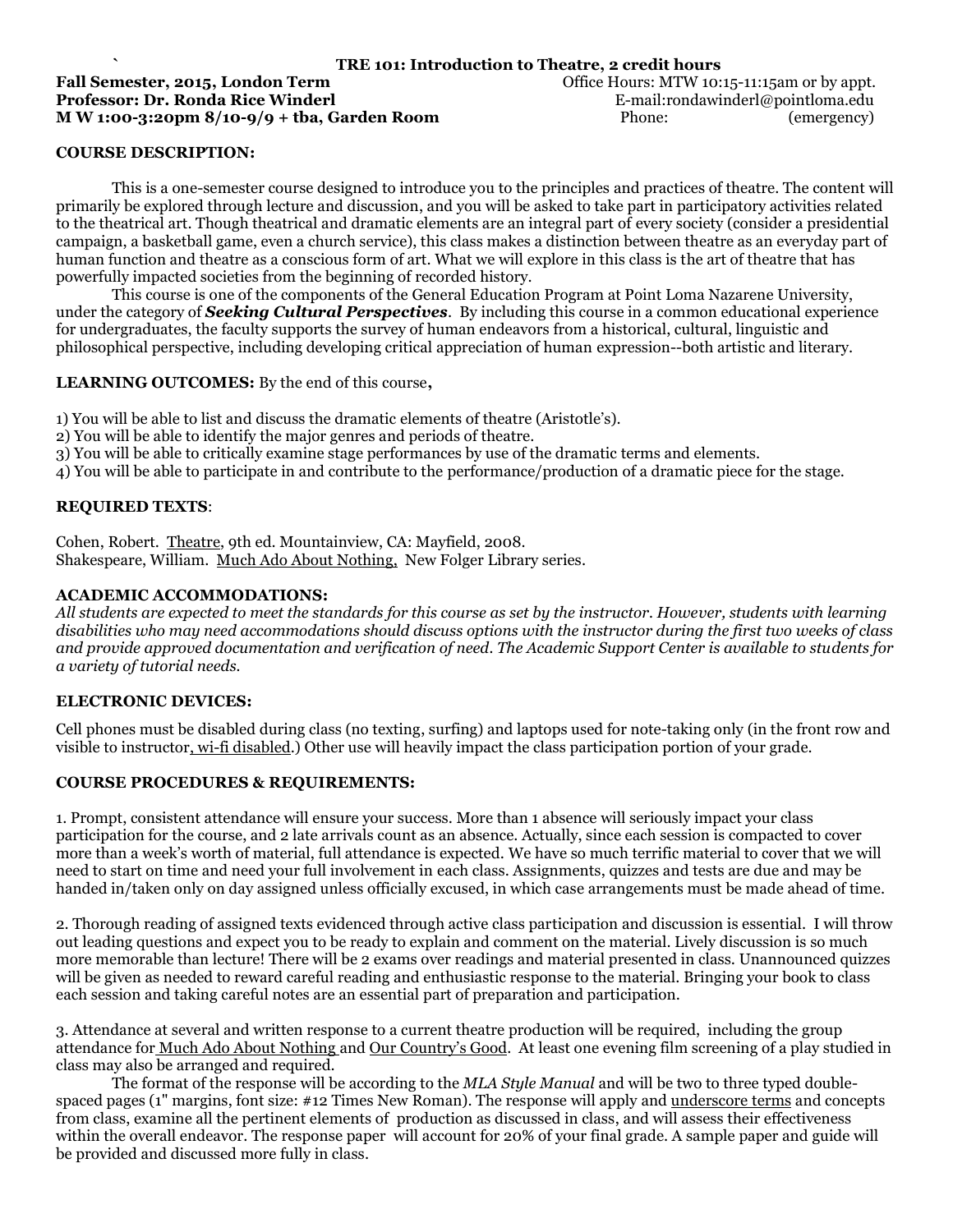` **TRE 101: Introduction to Theatre, 2 credit hours**

**Fall Semester, 2015, London Term** Office Hours: MTW 10:15-11:15am or by appt.
**Professor: Dr. Ronda Rice Winderl** E-mail:rondawinderl@pointloma.edu
**M W 1:00-3:20pm 8/10-9/9 + tba, Garden Room** Phone: (emergency)

## COURSE DESCRIPTION:

This is a one-semester course designed to introduce you to the principles and practices of theatre. The content will primarily be explored through lecture and discussion, and you will be asked to take part in participatory activities related to the theatrical art. Though theatrical and dramatic elements are an integral part of every society (consider a presidential campaign, a basketball game, even a church service), this class makes a distinction between theatre as an everyday part of human function and theatre as a conscious form of art. What we will explore in this class is the art of theatre that has powerfully impacted societies from the beginning of recorded history.

This course is one of the components of the General Education Program at Point Loma Nazarene University, under the category of ***Seeking Cultural Perspectives***. By including this course in a common educational experience for undergraduates, the faculty supports the survey of human endeavors from a historical, cultural, linguistic and philosophical perspective, including developing critical appreciation of human expression--both artistic and literary.

**LEARNING OUTCOMES:** By the end of this course**,**

1) You will be able to list and discuss the dramatic elements of theatre (Aristotle's).
2) You will be able to identify the major genres and periods of theatre.
3) You will be able to critically examine stage performances by use of the dramatic terms and elements.
4) You will be able to participate in and contribute to the performance/production of a dramatic piece for the stage.

## REQUIRED TEXTS:

Cohen, Robert. Theatre, 9th ed. Mountainview, CA: Mayfield, 2008.
Shakespeare, William. Much Ado About Nothing, New Folger Library series.

## ACADEMIC ACCOMMODATIONS:

*All students are expected to meet the standards for this course as set by the instructor. However, students with learning disabilities who may need accommodations should discuss options with the instructor during the first two weeks of class and provide approved documentation and verification of need. The Academic Support Center is available to students for a variety of tutorial needs.*

## ELECTRONIC DEVICES:

Cell phones must be disabled during class (no texting, surfing) and laptops used for note-taking only (in the front row and visible to instructor, wi-fi disabled.) Other use will heavily impact the class participation portion of your grade.

## COURSE PROCEDURES & REQUIREMENTS:

1. Prompt, consistent attendance will ensure your success. More than 1 absence will seriously impact your class participation for the course, and 2 late arrivals count as an absence. Actually, since each session is compacted to cover more than a week's worth of material, full attendance is expected. We have so much terrific material to cover that we will need to start on time and need your full involvement in each class. Assignments, quizzes and tests are due and may be handed in/taken only on day assigned unless officially excused, in which case arrangements must be made ahead of time.

2. Thorough reading of assigned texts evidenced through active class participation and discussion is essential. I will throw out leading questions and expect you to be ready to explain and comment on the material. Lively discussion is so much more memorable than lecture! There will be 2 exams over readings and material presented in class. Unannounced quizzes will be given as needed to reward careful reading and enthusiastic response to the material. Bringing your book to class each session and taking careful notes are an essential part of preparation and participation.

3. Attendance at several and written response to a current theatre production will be required, including the group attendance for Much Ado About Nothing and Our Country's Good. At least one evening film screening of a play studied in class may also be arranged and required.

The format of the response will be according to the *MLA Style Manual* and will be two to three typed double-spaced pages (1" margins, font size: #12 Times New Roman). The response will apply and underscore terms and concepts from class, examine all the pertinent elements of production as discussed in class, and will assess their effectiveness within the overall endeavor. The response paper will account for 20% of your final grade. A sample paper and guide will be provided and discussed more fully in class.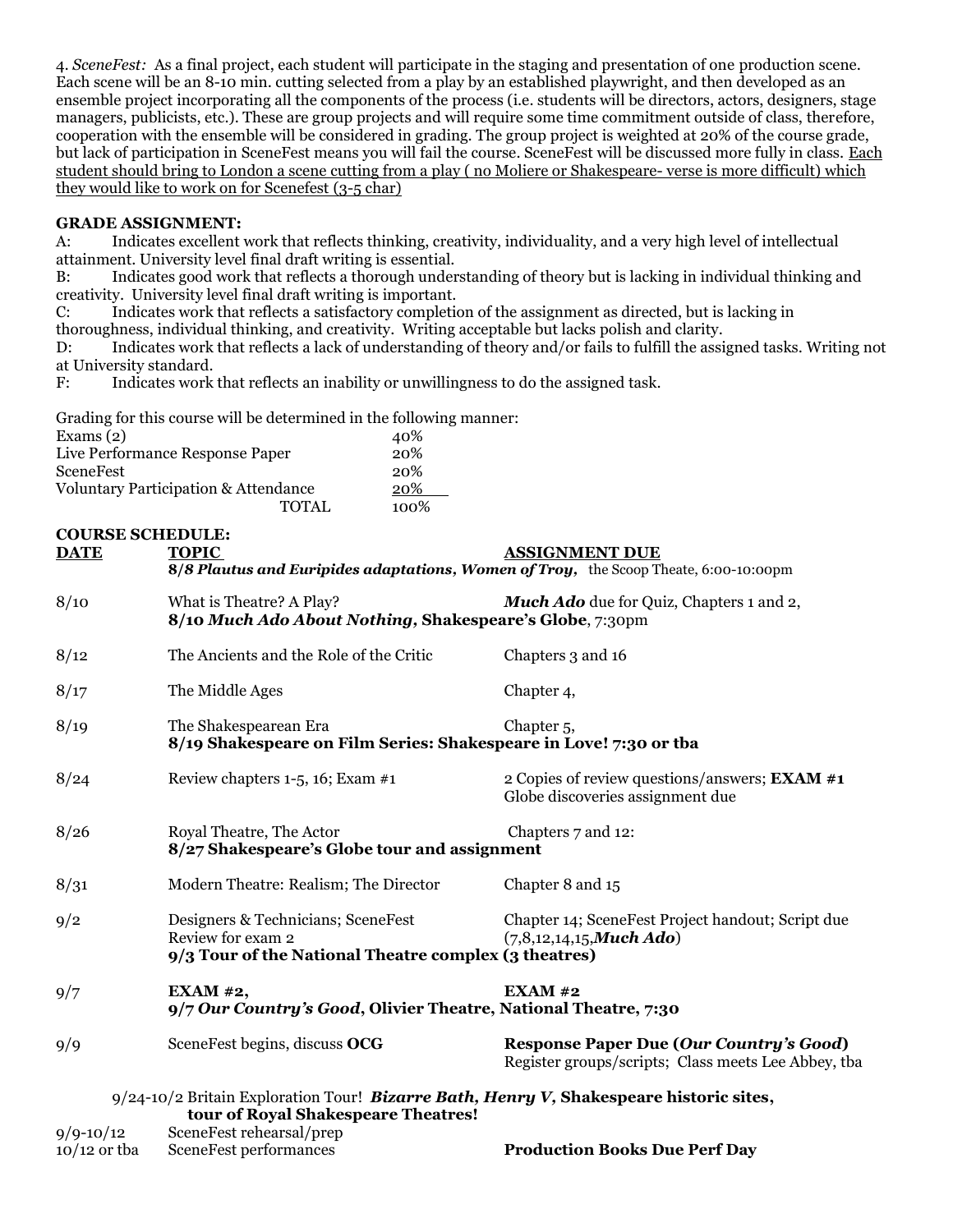4. *SceneFest:* As a final project, each student will participate in the staging and presentation of one production scene. Each scene will be an 8-10 min. cutting selected from a play by an established playwright, and then developed as an ensemble project incorporating all the components of the process (i.e. students will be directors, actors, designers, stage managers, publicists, etc.). These are group projects and will require some time commitment outside of class, therefore, cooperation with the ensemble will be considered in grading. The group project is weighted at 20% of the course grade, but lack of participation in SceneFest means you will fail the course. SceneFest will be discussed more fully in class. <u>Each student should bring to London a scene cutting from a play ( no Moliere or Shakespeare- verse is more difficult) which they would like to work on for Scenefest (3-5 char)</u>

**GRADE ASSIGNMENT:**

A: Indicates excellent work that reflects thinking, creativity, individuality, and a very high level of intellectual attainment. University level final draft writing is essential.

B: Indicates good work that reflects a thorough understanding of theory but is lacking in individual thinking and creativity. University level final draft writing is important.

C: Indicates work that reflects a satisfactory completion of the assignment as directed, but is lacking in thoroughness, individual thinking, and creativity. Writing acceptable but lacks polish and clarity.

D: Indicates work that reflects a lack of understanding of theory and/or fails to fulfill the assigned tasks. Writing not at University standard.

F: Indicates work that reflects an inability or unwillingness to do the assigned task.

Grading for this course will be determined in the following manner:

| | |
|---|---|
| Exams (2) | 40% |
| Live Performance Response Paper | 20% |
| SceneFest | 20% |
| Voluntary Participation & Attendance | 20% |
| TOTAL | 100% |

**COURSE SCHEDULE:**

| DATE | TOPIC | ASSIGNMENT DUE |
|---|---|---|
| | ***8/8 Plautus and Euripides adaptations, Women of Troy,*** the Scoop Theate, 6:00-10:00pm | |
| 8/10 | What is Theatre? A Play?<br>**8/10 *Much Ado About Nothing,* Shakespeare's Globe**, 7:30pm | ***Much Ado*** due for Quiz, Chapters 1 and 2, |
| 8/12 | The Ancients and the Role of the Critic | Chapters 3 and 16 |
| 8/17 | The Middle Ages | Chapter 4, |
| 8/19 | The Shakespearean Era<br>**8/19 Shakespeare on Film Series: Shakespeare in Love! 7:30 or tba** | Chapter 5, |
| 8/24 | Review chapters 1-5, 16; Exam #1 | 2 Copies of review questions/answers; **EXAM #1**<br>Globe discoveries assignment due |
| 8/26 | Royal Theatre, The Actor<br>**8/27 Shakespeare's Globe tour and assignment** | Chapters 7 and 12: |
| 8/31 | Modern Theatre: Realism; The Director | Chapter 8 and 15 |
| 9/2 | Designers & Technicians; SceneFest<br>Review for exam 2<br>**9/3 Tour of the National Theatre complex (3 theatres)** | Chapter 14; SceneFest Project handout; Script due (7,8,12,14,15,***Much Ado***) |
| 9/7 | **EXAM #2,**<br>**9/7 *Our Country's Good*, Olivier Theatre, National Theatre, 7:30** | **EXAM #2** |
| 9/9 | SceneFest begins, discuss **OCG** | **Response Paper Due (*Our Country's Good*)**<br>Register groups/scripts; Class meets Lee Abbey, tba |
| | 9/24-10/2 Britain Exploration Tour! ***Bizarre Bath, Henry V,*** **Shakespeare historic sites, tour of Royal Shakespeare Theatres!** | |
| 9/9-10/12 | SceneFest rehearsal/prep | |
| 10/12 or tba | SceneFest performances | **Production Books Due Perf Day** |